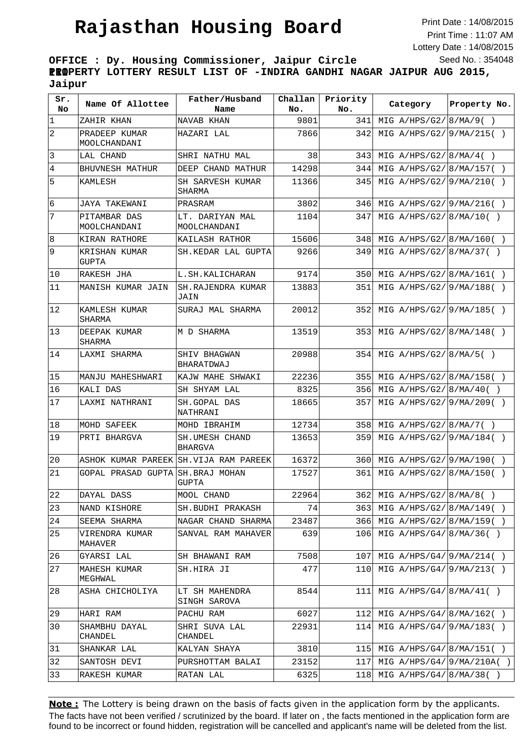# Rajasthan Housing Board

Print Date : 14/08/2015
Print Time : 11:07 AM
Lottery Date : 14/08/2015
Seed No. : 354048

**OFFICE : Dy. Housing Commissioner, Jaipur Circle Jaipur**

**PROPERTY LOTTERY RESULT LIST OF -INDIRA GANDHI NAGAR JAIPUR AUG 2015,**

| Sr. No | Name Of Allottee | Father/Husband Name | Challan No. | Priority No. | Category | Property No. |
|---|---|---|---|---|---|---|
| 1 | ZAHIR KHAN | NAVAB KHAN | 9801 | 341 | MIG A/HPS/G2/ | 8/MA/9( ) |
| 2 | PRADEEP KUMAR MOOLCHANDANI | HAZARI LAL | 7866 | 342 | MIG A/HPS/G2/ | 9/MA/215( ) |
| 3 | LAL CHAND | SHRI NATHU MAL | 38 | 343 | MIG A/HPS/G2/ | 8/MA/4( ) |
| 4 | BHUVNESH MATHUR | DEEP CHAND MATHUR | 14298 | 344 | MIG A/HPS/G2/ | 8/MA/157( ) |
| 5 | KAMLESH | SH SARVESH KUMAR SHARMA | 11366 | 345 | MIG A/HPS/G2/ | 9/MA/210( ) |
| 6 | JAYA TAKEWANI | PRASRAM | 3802 | 346 | MIG A/HPS/G2/ | 9/MA/216( ) |
| 7 | PITAMBAR DAS MOOLCHANDANI | LT. DARIYAN MAL MOOLCHANDANI | 1104 | 347 | MIG A/HPS/G2/ | 8/MA/10( ) |
| 8 | KIRAN RATHORE | KAILASH RATHOR | 15606 | 348 | MIG A/HPS/G2/ | 8/MA/160( ) |
| 9 | KRISHAN KUMAR GUPTA | SH.KEDAR LAL GUPTA | 9266 | 349 | MIG A/HPS/G2/ | 8/MA/37( ) |
| 10 | RAKESH JHA | L.SH.KALICHARAN | 9174 | 350 | MIG A/HPS/G2/ | 8/MA/161( ) |
| 11 | MANISH KUMAR JAIN | SH.RAJENDRA KUMAR JAIN | 13883 | 351 | MIG A/HPS/G2/ | 9/MA/188( ) |
| 12 | KAMLESH KUMAR SHARMA | SURAJ MAL SHARMA | 20012 | 352 | MIG A/HPS/G2/ | 9/MA/185( ) |
| 13 | DEEPAK KUMAR SHARMA | M D SHARMA | 13519 | 353 | MIG A/HPS/G2/ | 8/MA/148( ) |
| 14 | LAXMI SHARMA | SHIV BHAGWAN BHARATDWAJ | 20988 | 354 | MIG A/HPS/G2/ | 8/MA/5( ) |
| 15 | MANJU MAHESHWARI | KAJW MAHE SHWAKI | 22236 | 355 | MIG A/HPS/G2/ | 8/MA/158( ) |
| 16 | KALI DAS | SH SHYAM LAL | 8325 | 356 | MIG A/HPS/G2/ | 8/MA/40( ) |
| 17 | LAXMI NATHRANI | SH.GOPAL DAS NATHRANI | 18665 | 357 | MIG A/HPS/G2/ | 9/MA/209( ) |
| 18 | MOHD SAFEEK | MOHD IBRAHIM | 12734 | 358 | MIG A/HPS/G2/ | 8/MA/7( ) |
| 19 | PRTI BHARGVA | SH.UMESH CHAND BHARGVA | 13653 | 359 | MIG A/HPS/G2/ | 9/MA/184( ) |
| 20 | ASHOK KUMAR PAREEK | SH.VIJA RAM PAREEK | 16372 | 360 | MIG A/HPS/G2/ | 9/MA/190( ) |
| 21 | GOPAL PRASAD GUPTA | SH.BRAJ MOHAN GUPTA | 17527 | 361 | MIG A/HPS/G2/ | 8/MA/150( ) |
| 22 | DAYAL DASS | MOOL CHAND | 22964 | 362 | MIG A/HPS/G2/ | 8/MA/8( ) |
| 23 | NAND KISHORE | SH.BUDHI PRAKASH | 74 | 363 | MIG A/HPS/G2/ | 8/MA/149( ) |
| 24 | SEEMA SHARMA | NAGAR CHAND SHARMA | 23487 | 366 | MIG A/HPS/G2/ | 8/MA/159( ) |
| 25 | VIRENDRA KUMAR MAHAVER | SANVAL RAM MAHAVER | 639 | 106 | MIG A/HPS/G4/ | 8/MA/36( ) |
| 26 | GYARSI LAL | SH BHAWANI RAM | 7508 | 107 | MIG A/HPS/G4/ | 9/MA/214( ) |
| 27 | MAHESH KUMAR MEGHWAL | SH.HIRA JI | 477 | 110 | MIG A/HPS/G4/ | 9/MA/213( ) |
| 28 | ASHA CHICHOLIYA | LT SH MAHENDRA SINGH SAROVA | 8544 | 111 | MIG A/HPS/G4/ | 8/MA/41( ) |
| 29 | HARI RAM | PACHU RAM | 6027 | 112 | MIG A/HPS/G4/ | 8/MA/162( ) |
| 30 | SHAMBHU DAYAL CHANDEL | SHRI SUVA LAL CHANDEL | 22931 | 114 | MIG A/HPS/G4/ | 9/MA/183( ) |
| 31 | SHANKAR LAL | KALYAN SHAYA | 3810 | 115 | MIG A/HPS/G4/ | 8/MA/151( ) |
| 32 | SANTOSH DEVI | PURSHOTTAM BALAI | 23152 | 117 | MIG A/HPS/G4/ | 9/MA/210A( ) |
| 33 | RAKESH KUMAR | RATAN LAL | 6325 | 118 | MIG A/HPS/G4/ | 8/MA/38( ) |

**Note :** The Lottery is being drawn on the basis of facts given in the application form by the applicants. The facts have not been verified / scrutinized by the board. If later on , the facts mentioned in the application form are found to be incorrect or found hidden, registration will be cancelled and applicant's name will be deleted from the list.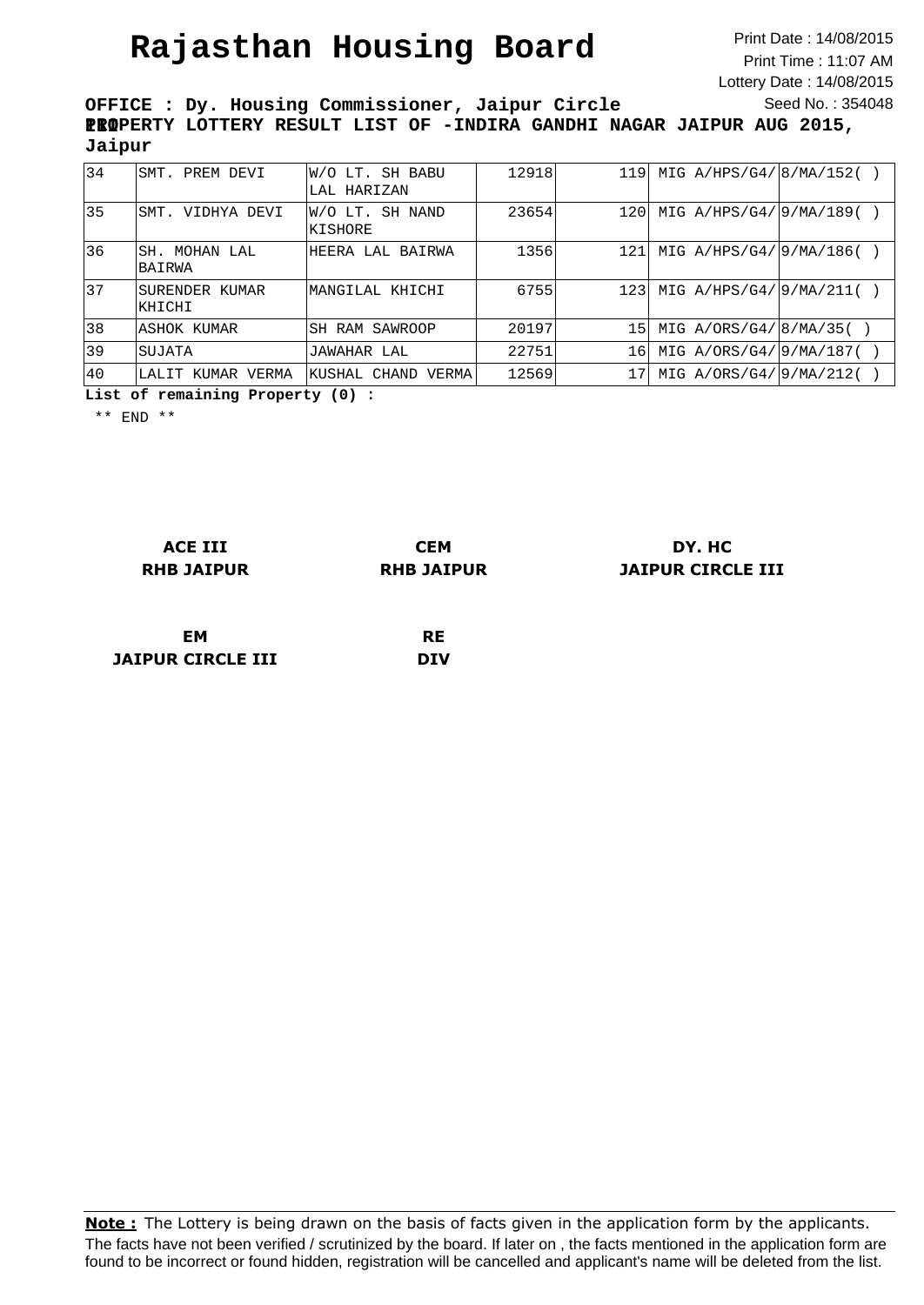# Rajasthan Housing Board

Print Date : 14/08/2015
Print Time : 11:07 AM
Lottery Date : 14/08/2015
Seed No. : 354048

**OFFICE : Dy. Housing Commissioner, Jaipur Circle III**

**PROPERTY LOTTERY RESULT LIST OF -INDIRA GANDHI NAGAR JAIPUR AUG 2015, Jaipur**

| | | | | | | |
|---|---|---|---|---|---|---|
| 34 | SMT. PREM DEVI | W/O LT. SH BABU LAL HARIZAN | 12918 | 119 | MIG A/HPS/G4/ | 8/MA/152( ) |
| 35 | SMT. VIDHYA DEVI | W/O LT. SH NAND KISHORE | 23654 | 120 | MIG A/HPS/G4/ | 9/MA/189( ) |
| 36 | SH. MOHAN LAL BAIRWA | HEERA LAL BAIRWA | 1356 | 121 | MIG A/HPS/G4/ | 9/MA/186( ) |
| 37 | SURENDER KUMAR KHICHI | MANGILAL KHICHI | 6755 | 123 | MIG A/HPS/G4/ | 9/MA/211( ) |
| 38 | ASHOK KUMAR | SH RAM SAWROOP | 20197 | 15 | MIG A/ORS/G4/ | 8/MA/35( ) |
| 39 | SUJATA | JAWAHAR LAL | 22751 | 16 | MIG A/ORS/G4/ | 9/MA/187( ) |
| 40 | LALIT KUMAR VERMA | KUSHAL CHAND VERMA | 12569 | 17 | MIG A/ORS/G4/ | 9/MA/212( ) |

**List of remaining Property (0) :**

\*\* END \*\*

**ACE III**
**RHB JAIPUR**

**CEM**
**RHB JAIPUR**

**DY. HC**
**JAIPUR CIRCLE III**

**EM**
**JAIPUR CIRCLE III**

**RE**
**DIV**

**Note :** The Lottery is being drawn on the basis of facts given in the application form by the applicants. The facts have not been verified / scrutinized by the board. If later on , the facts mentioned in the application form are found to be incorrect or found hidden, registration will be cancelled and applicant's name will be deleted from the list.